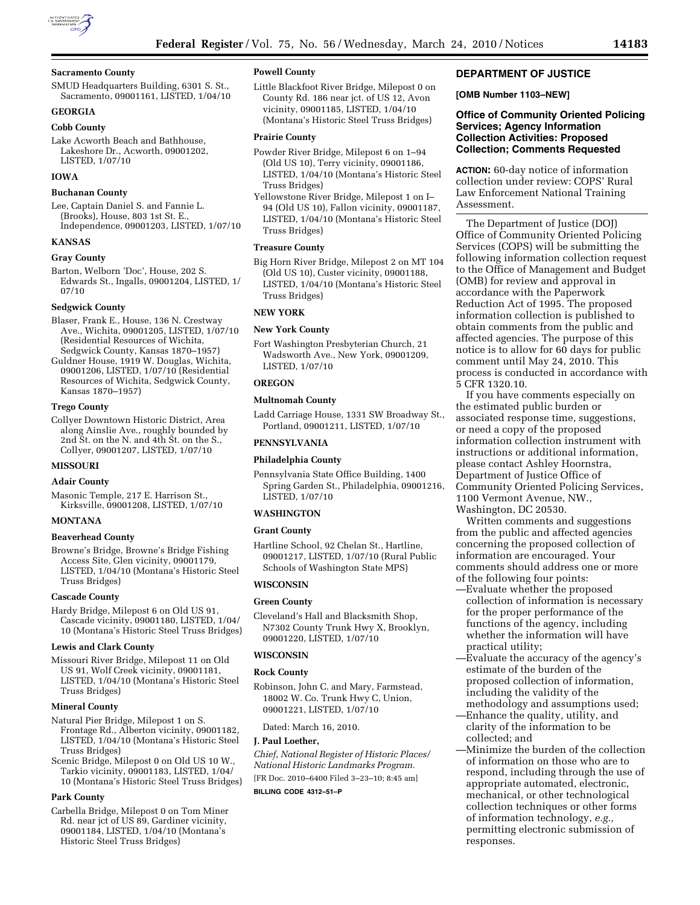### Sacramento County

SMUD Headquarters Building, 6301 S. St., Sacramento, 09001161, LISTED, 1/04/10

## GEORGIA

### Cobb County

Lake Acworth Beach and Bathhouse, Lakeshore Dr., Acworth, 09001202, LISTED, 1/07/10

## IOWA

### Buchanan County

Lee, Captain Daniel S. and Fannie L. (Brooks), House, 803 1st St. E., Independence, 09001203, LISTED, 1/07/10

## KANSAS

### Gray County

Barton, Welborn 'Doc', House, 202 S. Edwards St., Ingalls, 09001204, LISTED, 1/07/10

### Sedgwick County

Blaser, Frank E., House, 136 N. Crestway Ave., Wichita, 09001205, LISTED, 1/07/10 (Residential Resources of Wichita, Sedgwick County, Kansas 1870–1957)

Guldner House, 1919 W. Douglas, Wichita, 09001206, LISTED, 1/07/10 (Residential Resources of Wichita, Sedgwick County, Kansas 1870–1957)

### Trego County

Collyer Downtown Historic District, Area along Ainslie Ave., roughly bounded by 2nd St. on the N. and 4th St. on the S., Collyer, 09001207, LISTED, 1/07/10

## MISSOURI

### Adair County

Masonic Temple, 217 E. Harrison St., Kirksville, 09001208, LISTED, 1/07/10

## MONTANA

### Beaverhead County

Browne's Bridge, Browne's Bridge Fishing Access Site, Glen vicinity, 09001179, LISTED, 1/04/10 (Montana's Historic Steel Truss Bridges)

### Cascade County

Hardy Bridge, Milepost 6 on Old US 91, Cascade vicinity, 09001180, LISTED, 1/04/10 (Montana's Historic Steel Truss Bridges)

### Lewis and Clark County

Missouri River Bridge, Milepost 11 on Old US 91, Wolf Creek vicinity, 09001181, LISTED, 1/04/10 (Montana's Historic Steel Truss Bridges)

### Mineral County

Natural Pier Bridge, Milepost 1 on S. Frontage Rd., Alberton vicinity, 09001182, LISTED, 1/04/10 (Montana's Historic Steel Truss Bridges)

Scenic Bridge, Milepost 0 on Old US 10 W., Tarkio vicinity, 09001183, LISTED, 1/04/10 (Montana's Historic Steel Truss Bridges)

### Park County

Carbella Bridge, Milepost 0 on Tom Miner Rd. near jct of US 89, Gardiner vicinity, 09001184, LISTED, 1/04/10 (Montana's Historic Steel Truss Bridges)

### Powell County

Little Blackfoot River Bridge, Milepost 0 on County Rd. 186 near jct. of US 12, Avon vicinity, 09001185, LISTED, 1/04/10 (Montana's Historic Steel Truss Bridges)

### Prairie County

Powder River Bridge, Milepost 6 on 1–94 (Old US 10), Terry vicinity, 09001186, LISTED, 1/04/10 (Montana's Historic Steel Truss Bridges)

Yellowstone River Bridge, Milepost 1 on I–94 (Old US 10), Fallon vicinity, 09001187, LISTED, 1/04/10 (Montana's Historic Steel Truss Bridges)

### Treasure County

Big Horn River Bridge, Milepost 2 on MT 104 (Old US 10), Custer vicinity, 09001188, LISTED, 1/04/10 (Montana's Historic Steel Truss Bridges)

## NEW YORK

### New York County

Fort Washington Presbyterian Church, 21 Wadsworth Ave., New York, 09001209, LISTED, 1/07/10

## OREGON

### Multnomah County

Ladd Carriage House, 1331 SW Broadway St., Portland, 09001211, LISTED, 1/07/10

## PENNSYLVANIA

### Philadelphia County

Pennsylvania State Office Building, 1400 Spring Garden St., Philadelphia, 09001216, LISTED, 1/07/10

## WASHINGTON

### Grant County

Hartline School, 92 Chelan St., Hartline, 09001217, LISTED, 1/07/10 (Rural Public Schools of Washington State MPS)

## WISCONSIN

### Green County

Cleveland's Hall and Blacksmith Shop, N7302 County Trunk Hwy X, Brooklyn, 09001220, LISTED, 1/07/10

## WISCONSIN

### Rock County

Robinson, John C. and Mary, Farmstead, 18002 W. Co. Trunk Hwy C, Union, 09001221, LISTED, 1/07/10

Dated: March 16, 2010.

**J. Paul Loether,**

*Chief, National Register of Historic Places/ National Historic Landmarks Program.*

[FR Doc. 2010–6400 Filed 3–23–10; 8:45 am]

**BILLING CODE 4312–51–P**

## DEPARTMENT OF JUSTICE

**[OMB Number 1103–NEW]**

## Office of Community Oriented Policing Services; Agency Information Collection Activities: Proposed Collection; Comments Requested

**ACTION:** 60-day notice of information collection under review: COPS' Rural Law Enforcement National Training Assessment.

The Department of Justice (DOJ) Office of Community Oriented Policing Services (COPS) will be submitting the following information collection request to the Office of Management and Budget (OMB) for review and approval in accordance with the Paperwork Reduction Act of 1995. The proposed information collection is published to obtain comments from the public and affected agencies. The purpose of this notice is to allow for 60 days for public comment until May 24, 2010. This process is conducted in accordance with 5 CFR 1320.10.

If you have comments especially on the estimated public burden or associated response time, suggestions, or need a copy of the proposed information collection instrument with instructions or additional information, please contact Ashley Hoornstra, Department of Justice Office of Community Oriented Policing Services, 1100 Vermont Avenue, NW., Washington, DC 20530.

Written comments and suggestions from the public and affected agencies concerning the proposed collection of information are encouraged. Your comments should address one or more of the following four points:

—Evaluate whether the proposed collection of information is necessary for the proper performance of the functions of the agency, including whether the information will have practical utility;

—Evaluate the accuracy of the agency's estimate of the burden of the proposed collection of information, including the validity of the methodology and assumptions used;

—Enhance the quality, utility, and clarity of the information to be collected; and

—Minimize the burden of the collection of information on those who are to respond, including through the use of appropriate automated, electronic, mechanical, or other technological collection techniques or other forms of information technology, *e.g.,* permitting electronic submission of responses.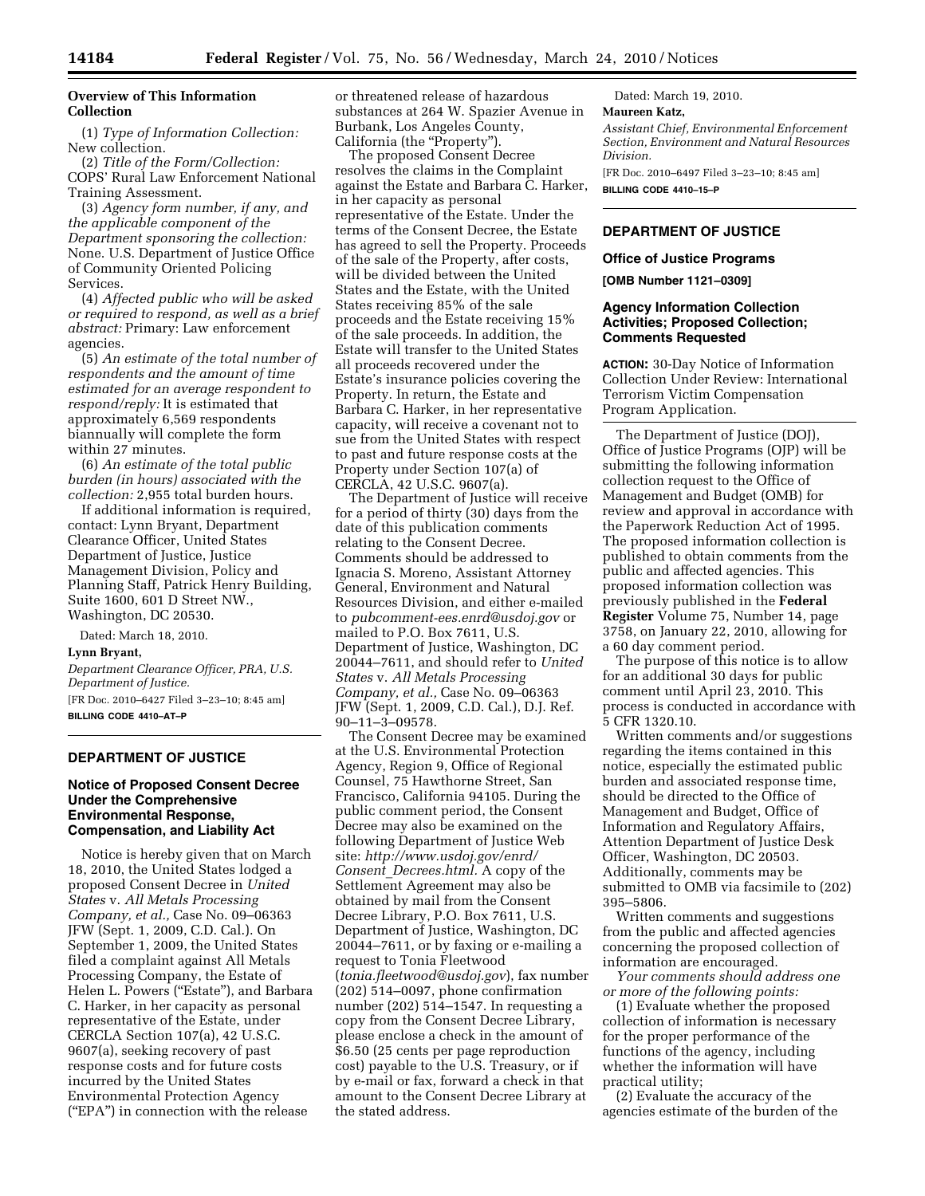**Overview of This Information Collection**

(1) *Type of Information Collection:* New collection.

(2) *Title of the Form/Collection:* COPS' Rural Law Enforcement National Training Assessment.

(3) *Agency form number, if any, and the applicable component of the Department sponsoring the collection:* None. U.S. Department of Justice Office of Community Oriented Policing Services.

(4) *Affected public who will be asked or required to respond, as well as a brief abstract:* Primary: Law enforcement agencies.

(5) *An estimate of the total number of respondents and the amount of time estimated for an average respondent to respond/reply:* It is estimated that approximately 6,569 respondents biannually will complete the form within 27 minutes.

(6) *An estimate of the total public burden (in hours) associated with the collection:* 2,955 total burden hours.

If additional information is required, contact: Lynn Bryant, Department Clearance Officer, United States Department of Justice, Justice Management Division, Policy and Planning Staff, Patrick Henry Building, Suite 1600, 601 D Street NW., Washington, DC 20530.

Dated: March 18, 2010.

**Lynn Bryant,**

*Department Clearance Officer, PRA, U.S. Department of Justice.*

[FR Doc. 2010–6427 Filed 3–23–10; 8:45 am]

**BILLING CODE 4410–AT–P**

---

## DEPARTMENT OF JUSTICE

### Notice of Proposed Consent Decree Under the Comprehensive Environmental Response, Compensation, and Liability Act

Notice is hereby given that on March 18, 2010, the United States lodged a proposed Consent Decree in *United States* v. *All Metals Processing Company, et al.,* Case No. 09–06363 JFW (Sept. 1, 2009, C.D. Cal.). On September 1, 2009, the United States filed a complaint against All Metals Processing Company, the Estate of Helen L. Powers ("Estate"), and Barbara C. Harker, in her capacity as personal representative of the Estate, under CERCLA Section 107(a), 42 U.S.C. 9607(a), seeking recovery of past response costs and for future costs incurred by the United States Environmental Protection Agency ("EPA") in connection with the release or threatened release of hazardous substances at 264 W. Spazier Avenue in Burbank, Los Angeles County, California (the "Property").

The proposed Consent Decree resolves the claims in the Complaint against the Estate and Barbara C. Harker, in her capacity as personal representative of the Estate. Under the terms of the Consent Decree, the Estate has agreed to sell the Property. Proceeds of the sale of the Property, after costs, will be divided between the United States and the Estate, with the United States receiving 85% of the sale proceeds and the Estate receiving 15% of the sale proceeds. In addition, the Estate will transfer to the United States all proceeds recovered under the Estate's insurance policies covering the Property. In return, the Estate and Barbara C. Harker, in her representative capacity, will receive a covenant not to sue from the United States with respect to past and future response costs at the Property under Section 107(a) of CERCLA, 42 U.S.C. 9607(a).

The Department of Justice will receive for a period of thirty (30) days from the date of this publication comments relating to the Consent Decree. Comments should be addressed to Ignacia S. Moreno, Assistant Attorney General, Environment and Natural Resources Division, and either e-mailed to *pubcomment-ees.enrd@usdoj.gov* or mailed to P.O. Box 7611, U.S. Department of Justice, Washington, DC 20044–7611, and should refer to *United States* v. *All Metals Processing Company, et al.,* Case No. 09–06363 JFW (Sept. 1, 2009, C.D. Cal.), D.J. Ref. 90–11–3–09578.

The Consent Decree may be examined at the U.S. Environmental Protection Agency, Region 9, Office of Regional Counsel, 75 Hawthorne Street, San Francisco, California 94105. During the public comment period, the Consent Decree may also be examined on the following Department of Justice Web site: *http://www.usdoj.gov/enrd/Consent_Decrees.html.* A copy of the Settlement Agreement may also be obtained by mail from the Consent Decree Library, P.O. Box 7611, U.S. Department of Justice, Washington, DC 20044–7611, or by faxing or e-mailing a request to Tonia Fleetwood (*tonia.fleetwood@usdoj.gov*), fax number (202) 514–0097, phone confirmation number (202) 514–1547. In requesting a copy from the Consent Decree Library, please enclose a check in the amount of $6.50 (25 cents per page reproduction cost) payable to the U.S. Treasury, or if by e-mail or fax, forward a check in that amount to the Consent Decree Library at the stated address.

Dated: March 19, 2010.

**Maureen Katz,**

*Assistant Chief, Environmental Enforcement Section, Environment and Natural Resources Division.*

[FR Doc. 2010–6497 Filed 3–23–10; 8:45 am]

**BILLING CODE 4410–15–P**

---

## DEPARTMENT OF JUSTICE

### Office of Justice Programs

**[OMB Number 1121–0309]**

### Agency Information Collection Activities; Proposed Collection; Comments Requested

**ACTION:** 30-Day Notice of Information Collection Under Review: International Terrorism Victim Compensation Program Application.

---

The Department of Justice (DOJ), Office of Justice Programs (OJP) will be submitting the following information collection request to the Office of Management and Budget (OMB) for review and approval in accordance with the Paperwork Reduction Act of 1995. The proposed information collection is published to obtain comments from the public and affected agencies. This proposed information collection was previously published in the **Federal Register** Volume 75, Number 14, page 3758, on January 22, 2010, allowing for a 60 day comment period.

The purpose of this notice is to allow for an additional 30 days for public comment until April 23, 2010. This process is conducted in accordance with 5 CFR 1320.10.

Written comments and/or suggestions regarding the items contained in this notice, especially the estimated public burden and associated response time, should be directed to the Office of Management and Budget, Office of Information and Regulatory Affairs, Attention Department of Justice Desk Officer, Washington, DC 20503. Additionally, comments may be submitted to OMB via facsimile to (202) 395–5806.

Written comments and suggestions from the public and affected agencies concerning the proposed collection of information are encouraged.

*Your comments should address one or more of the following points:*

(1) Evaluate whether the proposed collection of information is necessary for the proper performance of the functions of the agency, including whether the information will have practical utility;

(2) Evaluate the accuracy of the agencies estimate of the burden of the